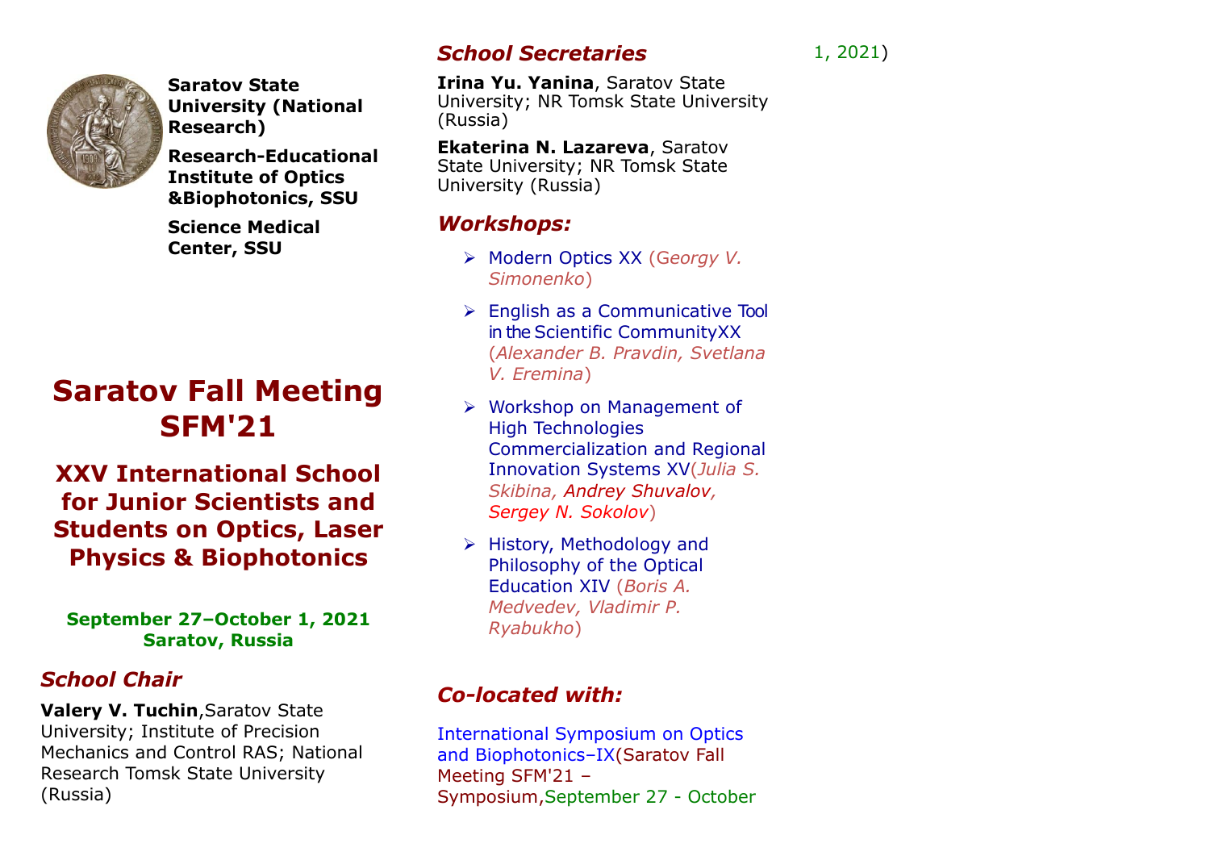**Saratov State University (National Research)**

**Research-Educational Institute of Optics &Biophotonics, SSU**

**Science Medical Center, SSU**

# Saratov Fall Meeting SFM'21

## XXV International School for Junior Scientists and Students on Optics, Laser Physics & Biophotonics

**September 27–October 1, 2021**
**Saratov, Russia**

### *School Chair*

**Valery V. Tuchin**,Saratov State University; Institute of Precision Mechanics and Control RAS; National Research Tomsk State University (Russia)

### *School Secretaries*

**Irina Yu. Yanina**, Saratov State University; NR Tomsk State University (Russia)

**Ekaterina N. Lazareva**, Saratov State University; NR Tomsk State University (Russia)

### *Workshops:*

- Modern Optics XX (*Georgy V. Simonenko*)
- English as a Communicative Tool in the Scientific CommunityXX (*Alexander B. Pravdin, Svetlana V. Eremina*)
- Workshop on Management of High Technologies Commercialization and Regional Innovation Systems XV(*Julia S. Skibina, Andrey Shuvalov, Sergey N. Sokolov*)
- History, Methodology and Philosophy of the Optical Education XIV (*Boris A. Medvedev, Vladimir P. Ryabukho*)

### *Co-located with:*

International Symposium on Optics and Biophotonics–IX(Saratov Fall Meeting SFM'21 – Symposium,September 27 - October 1, 2021)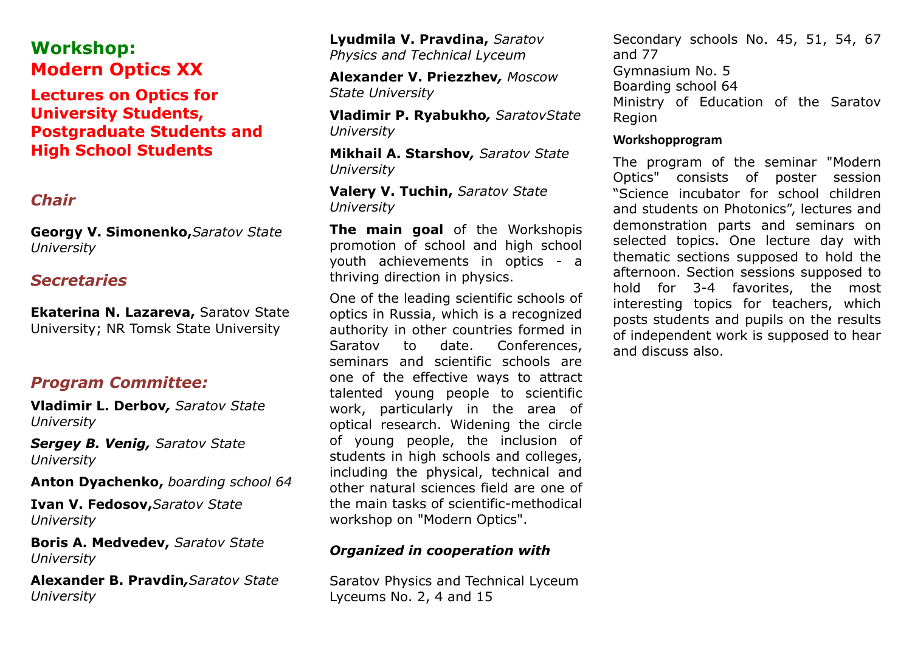# Workshop: Modern Optics XX

## Lectures on Optics for University Students, Postgraduate Students and High School Students

### *Chair*

**Georgy V. Simonenko,** *Saratov State University*

### *Secretaries*

**Ekaterina N. Lazareva,** Saratov State University; NR Tomsk State University

### *Program Committee:*

**Vladimir L. Derbov,** *Saratov State University*

***Sergey B. Venig,*** *Saratov State University*

**Anton Dyachenko,** *boarding school 64*

**Ivan V. Fedosov,** *Saratov State University*

**Boris A. Medvedev,** *Saratov State University*

**Alexander B. Pravdin,** *Saratov State University*

**Lyudmila V. Pravdina,** *Saratov Physics and Technical Lyceum*

**Alexander V. Priezzhev,** *Moscow State University*

**Vladimir P. Ryabukho,** *SaratovState University*

**Mikhail A. Starshov,** *Saratov State University*

**Valery V. Tuchin,** *Saratov State University*

**The main goal** of the Workshopis promotion of school and high school youth achievements in optics - a thriving direction in physics.

One of the leading scientific schools of optics in Russia, which is a recognized authority in other countries formed in Saratov to date. Conferences, seminars and scientific schools are one of the effective ways to attract talented young people to scientific work, particularly in the area of optical research. Widening the circle of young people, the inclusion of students in high schools and colleges, including the physical, technical and other natural sciences field are one of the main tasks of scientific-methodical workshop on "Modern Optics".

### *Organized in cooperation with*

Saratov Physics and Technical Lyceum
Lyceums No. 2, 4 and 15
Secondary schools No. 45, 51, 54, 67 and 77
Gymnasium No. 5
Boarding school 64
Ministry of Education of the Saratov Region

#### Workshopprogram

The program of the seminar "Modern Optics" consists of poster session "Science incubator for school children and students on Photonics", lectures and demonstration parts and seminars on selected topics. One lecture day with thematic sections supposed to hold the afternoon. Section sessions supposed to hold for 3-4 favorites, the most interesting topics for teachers, which posts students and pupils on the results of independent work is supposed to hear and discuss also.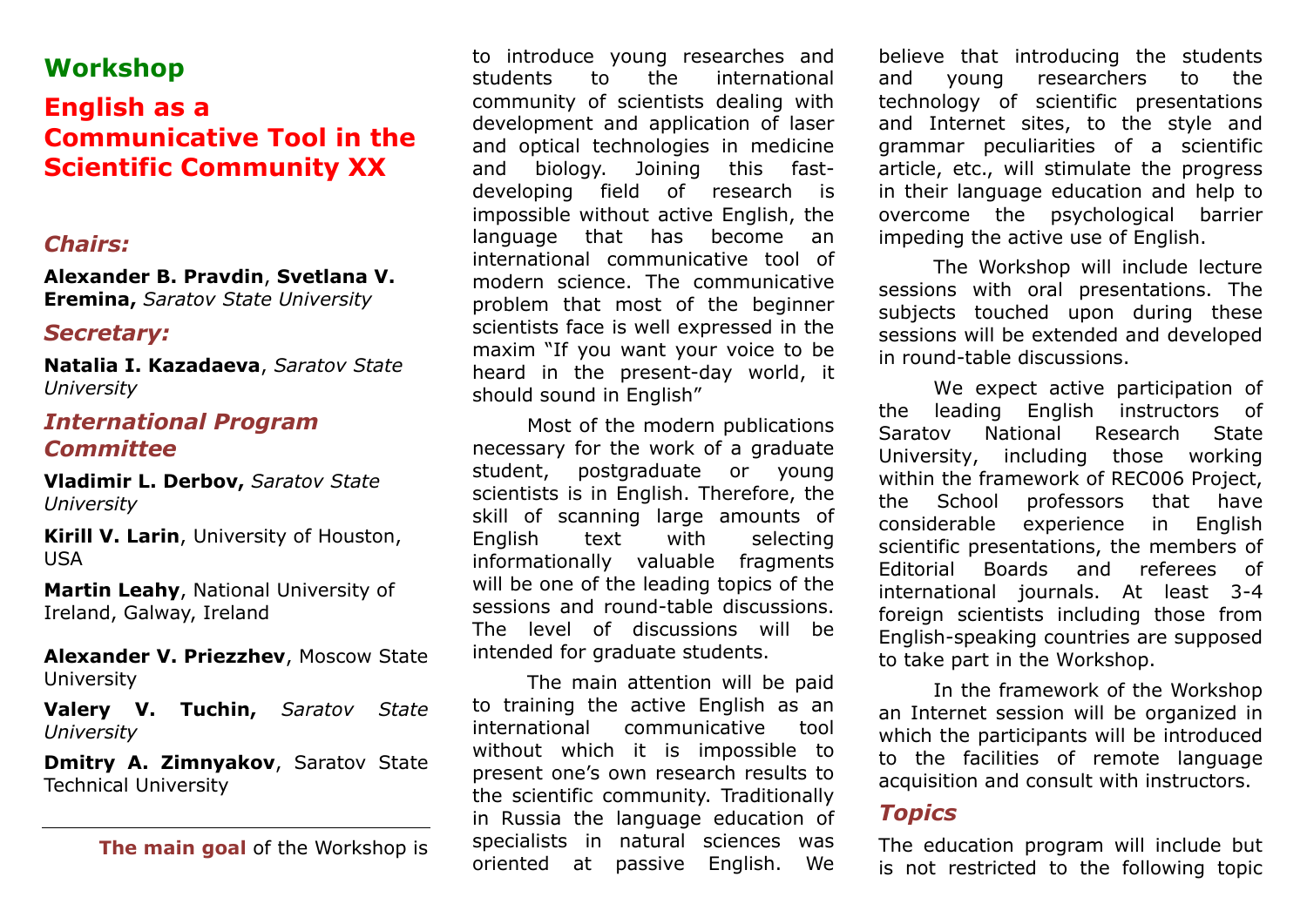## Workshop

# English as a Communicative Tool in the Scientific Community XX

### *Chairs:*

**Alexander B. Pravdin**, **Svetlana V. Eremina,** *Saratov State University*

### *Secretary:*

**Natalia I. Kazadaeva**, *Saratov State University*

### *International Program Committee*

**Vladimir L. Derbov,** *Saratov State University*

**Kirill V. Larin**, University of Houston, USA

**Martin Leahy**, National University of Ireland, Galway, Ireland

**Alexander V. Priezzhev**, Moscow State University

**Valery V. Tuchin,** *Saratov State University*

**Dmitry A. Zimnyakov**, Saratov State Technical University

---

**The main goal** of the Workshop is to introduce young researches and students to the international community of scientists dealing with development and application of laser and optical technologies in medicine and biology. Joining this fast-developing field of research is impossible without active English, the language that has become an international communicative tool of modern science. The communicative problem that most of the beginner scientists face is well expressed in the maxim "If you want your voice to be heard in the present-day world, it should sound in English"

Most of the modern publications necessary for the work of a graduate student, postgraduate or young scientists is in English. Therefore, the skill of scanning large amounts of English text with selecting informationally valuable fragments will be one of the leading topics of the sessions and round-table discussions. The level of discussions will be intended for graduate students.

The main attention will be paid to training the active English as an international communicative tool without which it is impossible to present one's own research results to the scientific community. Traditionally in Russia the language education of specialists in natural sciences was oriented at passive English. We believe that introducing the students and young researchers to the technology of scientific presentations and Internet sites, to the style and grammar peculiarities of a scientific article, etc., will stimulate the progress in their language education and help to overcome the psychological barrier impeding the active use of English.

The Workshop will include lecture sessions with oral presentations. The subjects touched upon during these sessions will be extended and developed in round-table discussions.

We expect active participation of the leading English instructors of Saratov National Research State University, including those working within the framework of REC006 Project, the School professors that have considerable experience in English scientific presentations, the members of Editorial Boards and referees of international journals. At least 3-4 foreign scientists including those from English-speaking countries are supposed to take part in the Workshop.

In the framework of the Workshop an Internet session will be organized in which the participants will be introduced to the facilities of remote language acquisition and consult with instructors.

### *Topics*

The education program will include but is not restricted to the following topic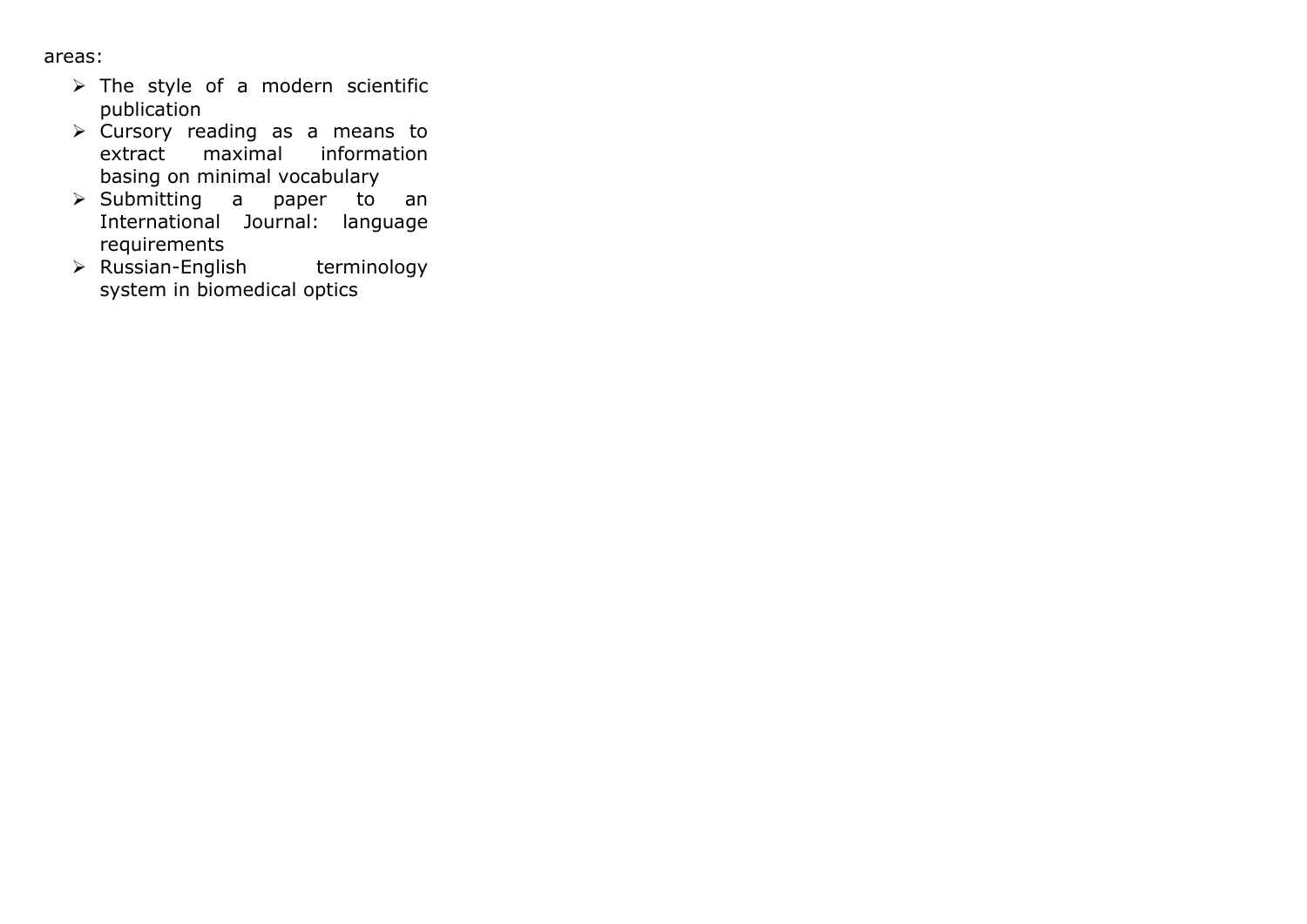areas:

- The style of a modern scientific publication
- Cursory reading as a means to extract maximal information basing on minimal vocabulary
- Submitting a paper to an International Journal: language requirements
- Russian-English terminology system in biomedical optics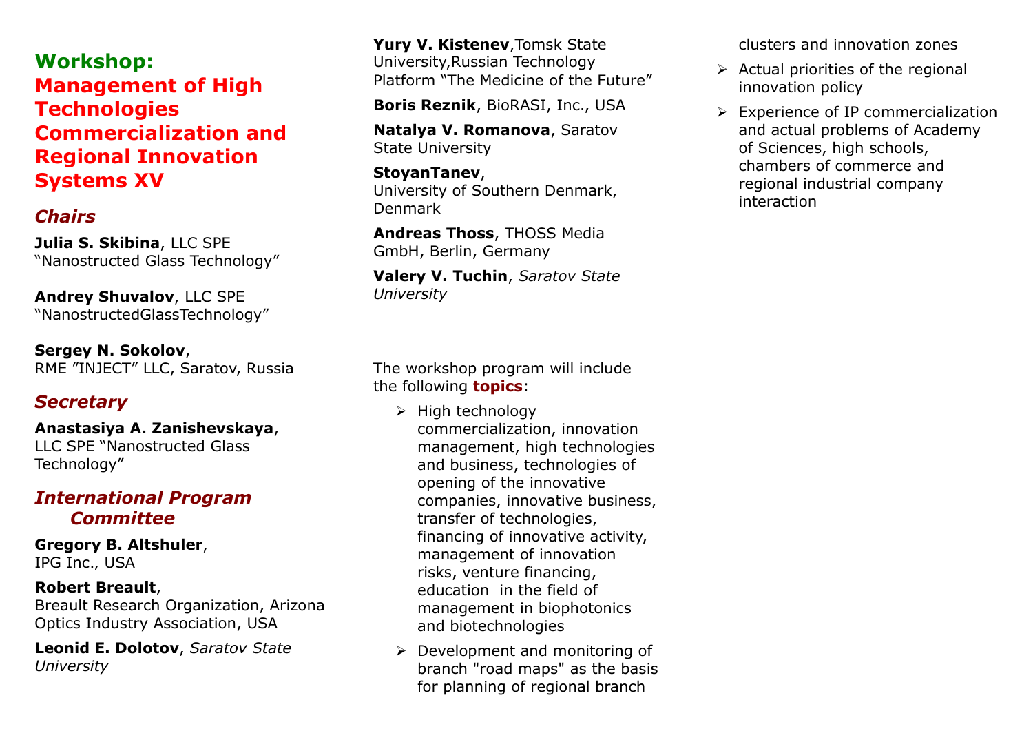## Workshop:

# Management of High Technologies Commercialization and Regional Innovation Systems XV

### *Chairs*

**Julia S. Skibina**, LLC SPE "Nanostructed Glass Technology"

**Andrey Shuvalov**, LLC SPE "NanostructedGlassTechnology"

**Sergey N. Sokolov**, RME "INJECT" LLC, Saratov, Russia

### *Secretary*

**Anastasiya A. Zanishevskaya**, LLC SPE "Nanostructed Glass Technology"

### *International Program Committee*

**Gregory B. Altshuler**, IPG Inc., USA

**Robert Breault**, Breault Research Organization, Arizona Optics Industry Association, USA

**Leonid E. Dolotov**, *Saratov State University*

**Yury V. Kistenev**,Tomsk State University,Russian Technology Platform "The Medicine of the Future"

**Boris Reznik**, BioRASI, Inc., USA

**Natalya V. Romanova**, Saratov State University

**StoyanTanev**, University of Southern Denmark, Denmark

**Andreas Thoss**, THOSS Media GmbH, Berlin, Germany

**Valery V. Tuchin**, *Saratov State University*

The workshop program will include the following **topics**:

- High technology commercialization, innovation management, high technologies and business, technologies of opening of the innovative companies, innovative business, transfer of technologies, financing of innovative activity, management of innovation risks, venture financing, education in the field of management in biophotonics and biotechnologies
- Development and monitoring of branch "road maps" as the basis for planning of regional branch clusters and innovation zones
- Actual priorities of the regional innovation policy
- Experience of IP commercialization and actual problems of Academy of Sciences, high schools, chambers of commerce and regional industrial company interaction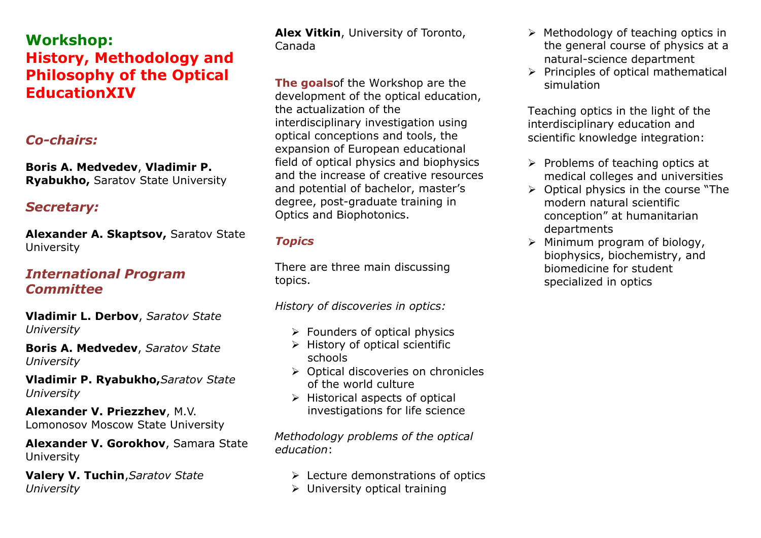# Workshop: History, Methodology and Philosophy of the Optical EducationXIV

## *Co-chairs:*

**Boris A. Medvedev**, **Vladimir P. Ryabukho,** Saratov State University

## *Secretary:*

**Alexander A. Skaptsov,** Saratov State University

## *International Program Committee*

**Vladimir L. Derbov**, *Saratov State University*

**Boris A. Medvedev**, *Saratov State University*

**Vladimir P. Ryabukho,***Saratov State University*

**Alexander V. Priezzhev**, M.V. Lomonosov Moscow State University

**Alexander V. Gorokhov**, Samara State University

**Valery V. Tuchin**,*Saratov State University*

**Alex Vitkin**, University of Toronto, Canada

**The goals**of the Workshop are the development of the optical education, the actualization of the interdisciplinary investigation using optical conceptions and tools, the expansion of European educational field of optical physics and biophysics and the increase of creative resources and potential of bachelor, master's degree, post-graduate training in Optics and Biophotonics.

### *Topics*

There are three main discussing topics.

*History of discoveries in optics:*

- Founders of optical physics
- History of optical scientific schools
- Optical discoveries on chronicles of the world culture
- Historical aspects of optical investigations for life science

*Methodology problems of the optical education*:

- Lecture demonstrations of optics
- University optical training
- Methodology of teaching optics in the general course of physics at a natural-science department
- Principles of optical mathematical simulation

Teaching optics in the light of the interdisciplinary education and scientific knowledge integration:

- Problems of teaching optics at medical colleges and universities
- Optical physics in the course "The modern natural scientific conception" at humanitarian departments
- Minimum program of biology, biophysics, biochemistry, and biomedicine for student specialized in optics